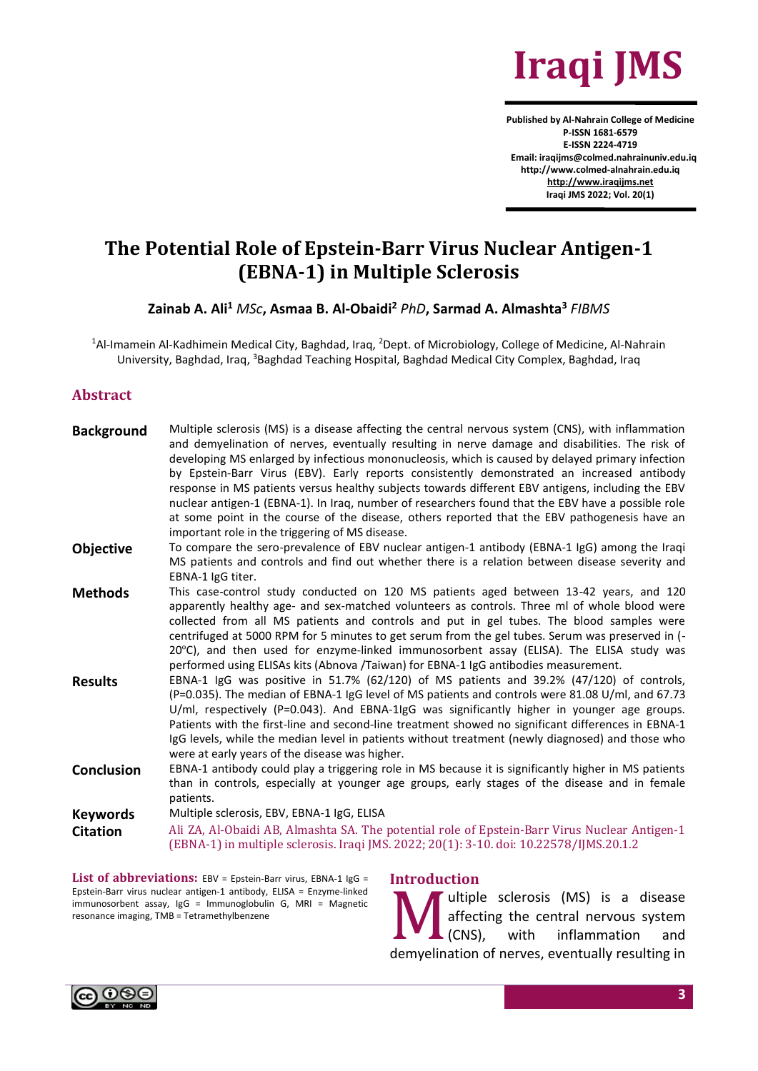# The Potential Role of Epstein-Barr Virus Nuclear Antigen-1 (EBNA-1) in Multiple Sclerosis

**Zainab A. Ali**[1] *MSc*, **Asmaa B. Al-Obaidi**[2] *PhD*, **Sarmad A. Almashta**[3] *FIBMS*

[1]Al-Imamein Al-Kadhimein Medical City, Baghdad, Iraq, [2]Dept. of Microbiology, College of Medicine, Al-Nahrain University, Baghdad, Iraq, [3]Baghdad Teaching Hospital, Baghdad Medical City Complex, Baghdad, Iraq

## Abstract

**Background** Multiple sclerosis (MS) is a disease affecting the central nervous system (CNS), with inflammation and demyelination of nerves, eventually resulting in nerve damage and disabilities. The risk of developing MS enlarged by infectious mononucleosis, which is caused by delayed primary infection by Epstein-Barr Virus (EBV). Early reports consistently demonstrated an increased antibody response in MS patients versus healthy subjects towards different EBV antigens, including the EBV nuclear antigen-1 (EBNA-1). In Iraq, number of researchers found that the EBV have a possible role at some point in the course of the disease, others reported that the EBV pathogenesis have an important role in the triggering of MS disease.

**Objective** To compare the sero-prevalence of EBV nuclear antigen-1 antibody (EBNA-1 IgG) among the Iraqi MS patients and controls and find out whether there is a relation between disease severity and EBNA-1 IgG titer.

**Methods** This case-control study conducted on 120 MS patients aged between 13-42 years, and 120 apparently healthy age- and sex-matched volunteers as controls. Three ml of whole blood were collected from all MS patients and controls and put in gel tubes. The blood samples were centrifuged at 5000 RPM for 5 minutes to get serum from the gel tubes. Serum was preserved in (-20°C), and then used for enzyme-linked immunosorbent assay (ELISA). The ELISA study was performed using ELISAs kits (Abnova /Taiwan) for EBNA-1 IgG antibodies measurement.

**Results** EBNA-1 IgG was positive in 51.7% (62/120) of MS patients and 39.2% (47/120) of controls, (P=0.035). The median of EBNA-1 IgG level of MS patients and controls were 81.08 U/ml, and 67.73 U/ml, respectively (P=0.043). And EBNA-1IgG was significantly higher in younger age groups. Patients with the first-line and second-line treatment showed no significant differences in EBNA-1 IgG levels, while the median level in patients without treatment (newly diagnosed) and those who were at early years of the disease was higher.

**Conclusion** EBNA-1 antibody could play a triggering role in MS because it is significantly higher in MS patients than in controls, especially at younger age groups, early stages of the disease and in female patients.

**Keywords** Multiple sclerosis, EBV, EBNA-1 IgG, ELISA

**Citation** Ali ZA, Al-Obaidi AB, Almashta SA. The potential role of Epstein-Barr Virus Nuclear Antigen-1 (EBNA-1) in multiple sclerosis. Iraqi JMS. 2022; 20(1): 3-10. doi: 10.22578/IJMS.20.1.2

**List of abbreviations:** EBV = Epstein-Barr virus, EBNA-1 IgG = Epstein-Barr virus nuclear antigen-1 antibody, ELISA = Enzyme-linked immunosorbent assay, IgG = Immunoglobulin G, MRI = Magnetic resonance imaging, TMB = Tetramethylbenzene

## Introduction

Multiple sclerosis (MS) is a disease affecting the central nervous system (CNS), with inflammation and demyelination of nerves, eventually resulting in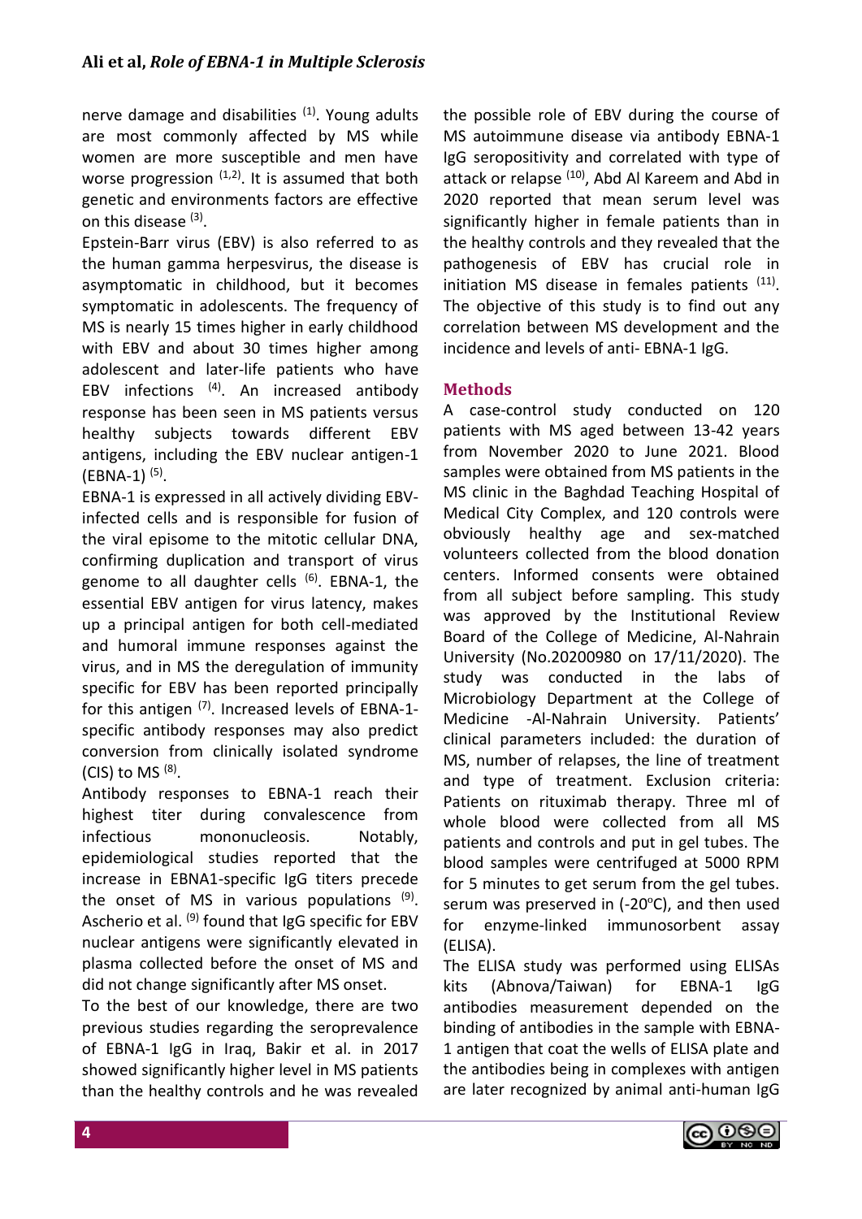nerve damage and disabilities [1]. Young adults are most commonly affected by MS while women are more susceptible and men have worse progression [1,2]. It is assumed that both genetic and environments factors are effective on this disease [3].

Epstein-Barr virus (EBV) is also referred to as the human gamma herpesvirus, the disease is asymptomatic in childhood, but it becomes symptomatic in adolescents. The frequency of MS is nearly 15 times higher in early childhood with EBV and about 30 times higher among adolescent and later-life patients who have EBV infections [4]. An increased antibody response has been seen in MS patients versus healthy subjects towards different EBV antigens, including the EBV nuclear antigen-1 (EBNA-1) [5].

EBNA-1 is expressed in all actively dividing EBV-infected cells and is responsible for fusion of the viral episome to the mitotic cellular DNA, confirming duplication and transport of virus genome to all daughter cells [6]. EBNA-1, the essential EBV antigen for virus latency, makes up a principal antigen for both cell-mediated and humoral immune responses against the virus, and in MS the deregulation of immunity specific for EBV has been reported principally for this antigen [7]. Increased levels of EBNA-1-specific antibody responses may also predict conversion from clinically isolated syndrome (CIS) to MS [8].

Antibody responses to EBNA-1 reach their highest titer during convalescence from infectious mononucleosis. Notably, epidemiological studies reported that the increase in EBNA1-specific IgG titers precede the onset of MS in various populations [9]. Ascherio et al. [9] found that IgG specific for EBV nuclear antigens were significantly elevated in plasma collected before the onset of MS and did not change significantly after MS onset.

To the best of our knowledge, there are two previous studies regarding the seroprevalence of EBNA-1 IgG in Iraq, Bakir et al. in 2017 showed significantly higher level in MS patients than the healthy controls and he was revealed the possible role of EBV during the course of MS autoimmune disease via antibody EBNA-1 IgG seropositivity and correlated with type of attack or relapse [10], Abd Al Kareem and Abd in 2020 reported that mean serum level was significantly higher in female patients than in the healthy controls and they revealed that the pathogenesis of EBV has crucial role in initiation MS disease in females patients [11]. The objective of this study is to find out any correlation between MS development and the incidence and levels of anti- EBNA-1 IgG.

## Methods

A case-control study conducted on 120 patients with MS aged between 13-42 years from November 2020 to June 2021. Blood samples were obtained from MS patients in the MS clinic in the Baghdad Teaching Hospital of Medical City Complex, and 120 controls were obviously healthy age and sex-matched volunteers collected from the blood donation centers. Informed consents were obtained from all subject before sampling. This study was approved by the Institutional Review Board of the College of Medicine, Al-Nahrain University (No.20200980 on 17/11/2020). The study was conducted in the labs of Microbiology Department at the College of Medicine -Al-Nahrain University. Patients' clinical parameters included: the duration of MS, number of relapses, the line of treatment and type of treatment. Exclusion criteria: Patients on rituximab therapy. Three ml of whole blood were collected from all MS patients and controls and put in gel tubes. The blood samples were centrifuged at 5000 RPM for 5 minutes to get serum from the gel tubes. serum was preserved in (-20°C), and then used for enzyme-linked immunosorbent assay (ELISA).

The ELISA study was performed using ELISAs kits (Abnova/Taiwan) for EBNA-1 IgG antibodies measurement depended on the binding of antibodies in the sample with EBNA-1 antigen that coat the wells of ELISA plate and the antibodies being in complexes with antigen are later recognized by animal anti-human IgG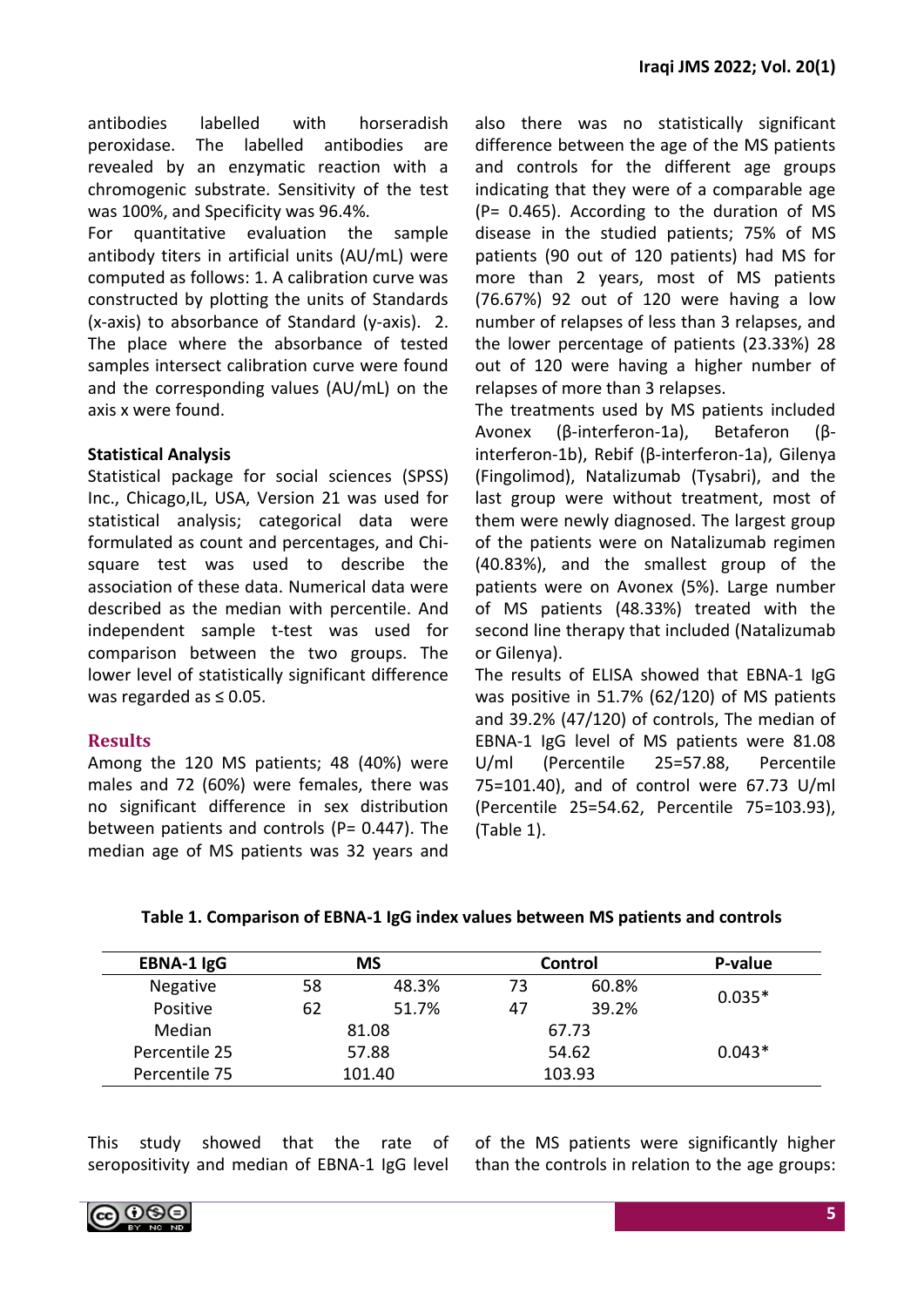antibodies labelled with horseradish peroxidase. The labelled antibodies are revealed by an enzymatic reaction with a chromogenic substrate. Sensitivity of the test was 100%, and Specificity was 96.4%.

For quantitative evaluation the sample antibody titers in artificial units (AU/mL) were computed as follows: 1. A calibration curve was constructed by plotting the units of Standards (x-axis) to absorbance of Standard (y-axis). 2. The place where the absorbance of tested samples intersect calibration curve were found and the corresponding values (AU/mL) on the axis x were found.

### Statistical Analysis

Statistical package for social sciences (SPSS) Inc., Chicago,IL, USA, Version 21 was used for statistical analysis; categorical data were formulated as count and percentages, and Chi-square test was used to describe the association of these data. Numerical data were described as the median with percentile. And independent sample t-test was used for comparison between the two groups. The lower level of statistically significant difference was regarded as ≤ 0.05.

## Results

Among the 120 MS patients; 48 (40%) were males and 72 (60%) were females, there was no significant difference in sex distribution between patients and controls (P= 0.447). The median age of MS patients was 32 years and also there was no statistically significant difference between the age of the MS patients and controls for the different age groups indicating that they were of a comparable age (P= 0.465). According to the duration of MS disease in the studied patients; 75% of MS patients (90 out of 120 patients) had MS for more than 2 years, most of MS patients (76.67%) 92 out of 120 were having a low number of relapses of less than 3 relapses, and the lower percentage of patients (23.33%) 28 out of 120 were having a higher number of relapses of more than 3 relapses.

The treatments used by MS patients included Avonex (β-interferon-1a), Betaferon (β-interferon-1b), Rebif (β-interferon-1a), Gilenya (Fingolimod), Natalizumab (Tysabri), and the last group were without treatment, most of them were newly diagnosed. The largest group of the patients were on Natalizumab regimen (40.83%), and the smallest group of the patients were on Avonex (5%). Large number of MS patients (48.33%) treated with the second line therapy that included (Natalizumab or Gilenya).

The results of ELISA showed that EBNA-1 IgG was positive in 51.7% (62/120) of MS patients and 39.2% (47/120) of controls, The median of EBNA-1 IgG level of MS patients were 81.08 U/ml (Percentile 25=57.88, Percentile 75=101.40), and of control were 67.73 U/ml (Percentile 25=54.62, Percentile 75=103.93), (Table 1).

**Table 1. Comparison of EBNA-1 IgG index values between MS patients and controls**

| EBNA-1 IgG | MS | | Control | | P-value |
|---|---|---|---|---|---|
| Negative | 58 | 48.3% | 73 | 60.8% | 0.035* |
| Positive | 62 | 51.7% | 47 | 39.2% | |
| Median | 81.08 | | 67.73 | | 0.043* |
| Percentile 25 | 57.88 | | 54.62 | | |
| Percentile 75 | 101.40 | | 103.93 | | |

This study showed that the rate of seropositivity and median of EBNA-1 IgG level of the MS patients were significantly higher than the controls in relation to the age groups: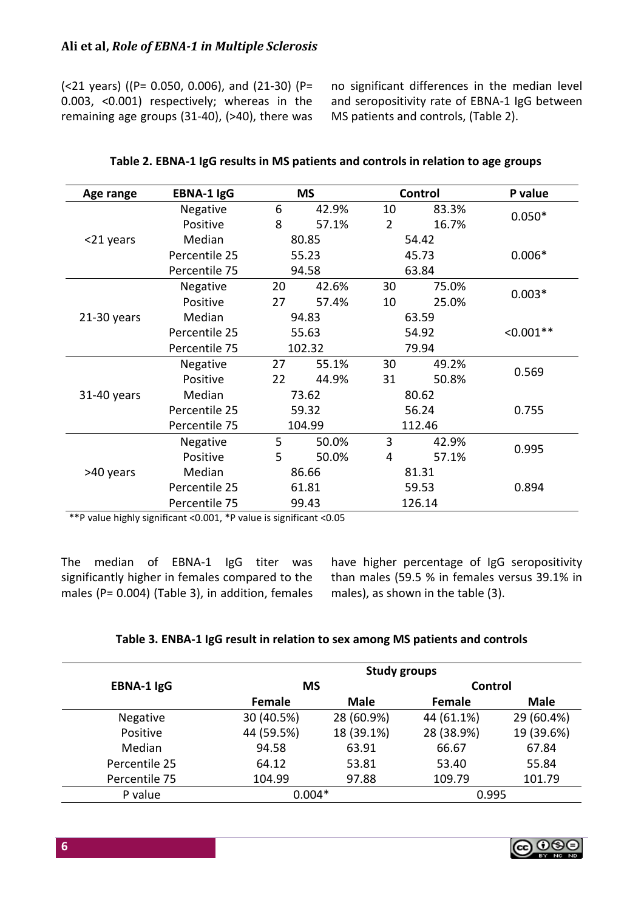(<21 years) ((P= 0.050, 0.006), and (21-30) (P= 0.003, <0.001) respectively; whereas in the remaining age groups (31-40), (>40), there was no significant differences in the median level and seropositivity rate of EBNA-1 IgG between MS patients and controls, (Table 2).

**Table 2. EBNA-1 IgG results in MS patients and controls in relation to age groups**

| Age range | EBNA-1 IgG | MS | | Control | | P value |
|---|---|---|---|---|---|---|
| <21 years | Negative | 6 | 42.9% | 10 | 83.3% | 0.050* |
| | Positive | 8 | 57.1% | 2 | 16.7% | |
| | Median | 80.85 | | 54.42 | | 0.006* |
| | Percentile 25 | 55.23 | | 45.73 | | |
| | Percentile 75 | 94.58 | | 63.84 | | |
| 21-30 years | Negative | 20 | 42.6% | 30 | 75.0% | 0.003* |
| | Positive | 27 | 57.4% | 10 | 25.0% | |
| | Median | 94.83 | | 63.59 | | <0.001** |
| | Percentile 25 | 55.63 | | 54.92 | | |
| | Percentile 75 | 102.32 | | 79.94 | | |
| 31-40 years | Negative | 27 | 55.1% | 30 | 49.2% | 0.569 |
| | Positive | 22 | 44.9% | 31 | 50.8% | |
| | Median | 73.62 | | 80.62 | | 0.755 |
| | Percentile 25 | 59.32 | | 56.24 | | |
| | Percentile 75 | 104.99 | | 112.46 | | |
| >40 years | Negative | 5 | 50.0% | 3 | 42.9% | 0.995 |
| | Positive | 5 | 50.0% | 4 | 57.1% | |
| | Median | 86.66 | | 81.31 | | 0.894 |
| | Percentile 25 | 61.81 | | 59.53 | | |
| | Percentile 75 | 99.43 | | 126.14 | | |

**P value highly significant <0.001, *P value is significant <0.05

The median of EBNA-1 IgG titer was significantly higher in females compared to the males (P= 0.004) (Table 3), in addition, females have higher percentage of IgG seropositivity than males (59.5 % in females versus 39.1% in males), as shown in the table (3).

**Table 3. ENBA-1 IgG result in relation to sex among MS patients and controls**

| EBNA-1 IgG | Study groups | | | |
|---|---|---|---|---|
| | MS | | Control | |
| | Female | Male | Female | Male |
| Negative | 30 (40.5%) | 28 (60.9%) | 44 (61.1%) | 29 (60.4%) |
| Positive | 44 (59.5%) | 18 (39.1%) | 28 (38.9%) | 19 (39.6%) |
| Median | 94.58 | 63.91 | 66.67 | 67.84 |
| Percentile 25 | 64.12 | 53.81 | 53.40 | 55.84 |
| Percentile 75 | 104.99 | 97.88 | 109.79 | 101.79 |
| P value | 0.004* | | 0.995 | |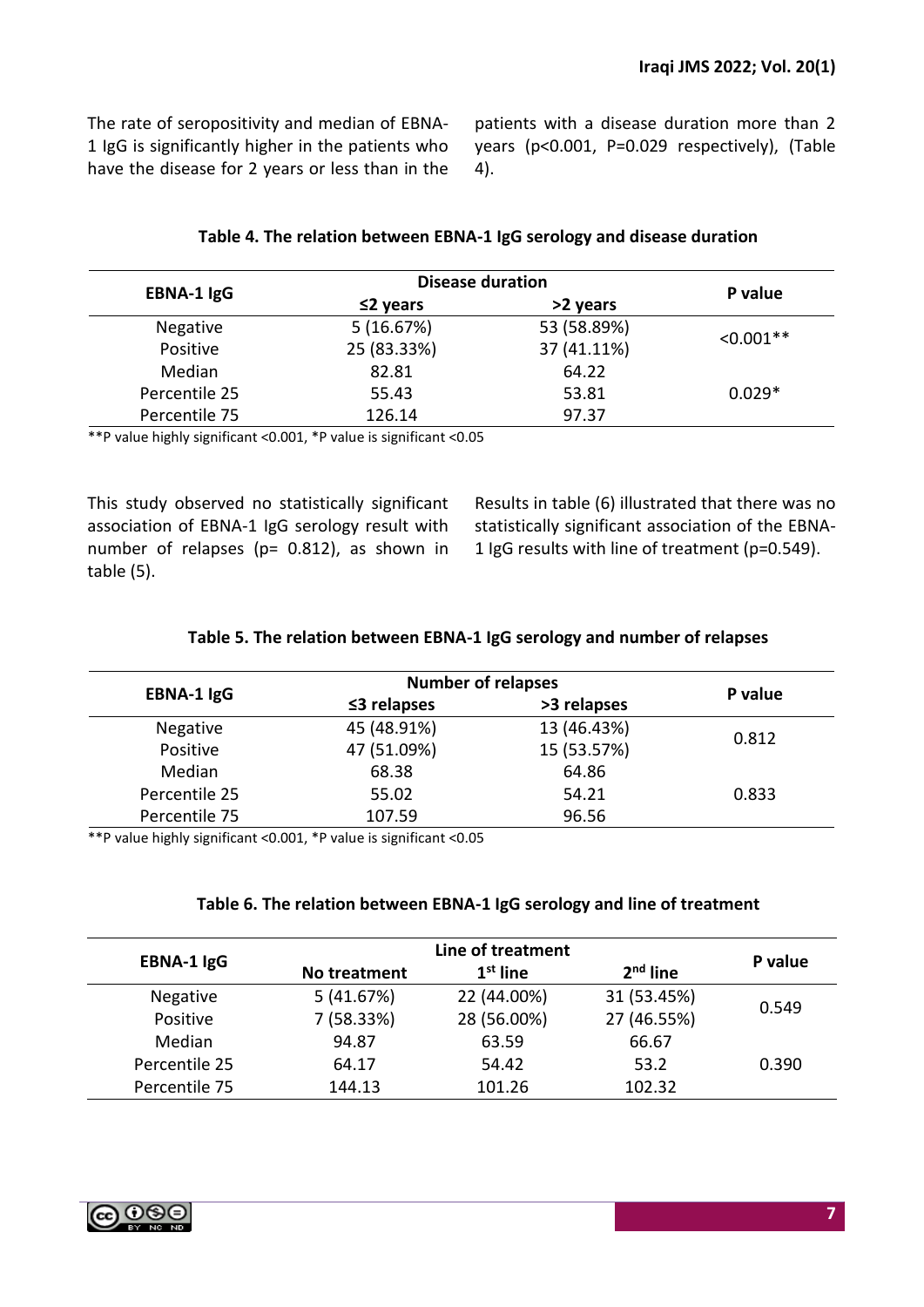The rate of seropositivity and median of EBNA-1 IgG is significantly higher in the patients who have the disease for 2 years or less than in the patients with a disease duration more than 2 years (p<0.001, P=0.029 respectively), (Table 4).

**Table 4. The relation between EBNA-1 IgG serology and disease duration**

| EBNA-1 IgG | Disease duration | | P value |
|---|---|---|---|
| | ≤2 years | >2 years | |
| Negative | 5 (16.67%) | 53 (58.89%) | <0.001** |
| Positive | 25 (83.33%) | 37 (41.11%) | |
| Median | 82.81 | 64.22 | 0.029* |
| Percentile 25 | 55.43 | 53.81 | |
| Percentile 75 | 126.14 | 97.37 | |

**P value highly significant <0.001, *P value is significant <0.05

This study observed no statistically significant association of EBNA-1 IgG serology result with number of relapses (p= 0.812), as shown in table (5).

Results in table (6) illustrated that there was no statistically significant association of the EBNA-1 IgG results with line of treatment (p=0.549).

**Table 5. The relation between EBNA-1 IgG serology and number of relapses**

| EBNA-1 IgG | Number of relapses | | P value |
|---|---|---|---|
| | ≤3 relapses | >3 relapses | |
| Negative | 45 (48.91%) | 13 (46.43%) | 0.812 |
| Positive | 47 (51.09%) | 15 (53.57%) | |
| Median | 68.38 | 64.86 | 0.833 |
| Percentile 25 | 55.02 | 54.21 | |
| Percentile 75 | 107.59 | 96.56 | |

**P value highly significant <0.001, *P value is significant <0.05

**Table 6. The relation between EBNA-1 IgG serology and line of treatment**

| EBNA-1 IgG | Line of treatment | | | P value |
|---|---|---|---|---|
| | No treatment | 1st line | 2nd line | |
| Negative | 5 (41.67%) | 22 (44.00%) | 31 (53.45%) | 0.549 |
| Positive | 7 (58.33%) | 28 (56.00%) | 27 (46.55%) | |
| Median | 94.87 | 63.59 | 66.67 | 0.390 |
| Percentile 25 | 64.17 | 54.42 | 53.2 | |
| Percentile 75 | 144.13 | 101.26 | 102.32 | |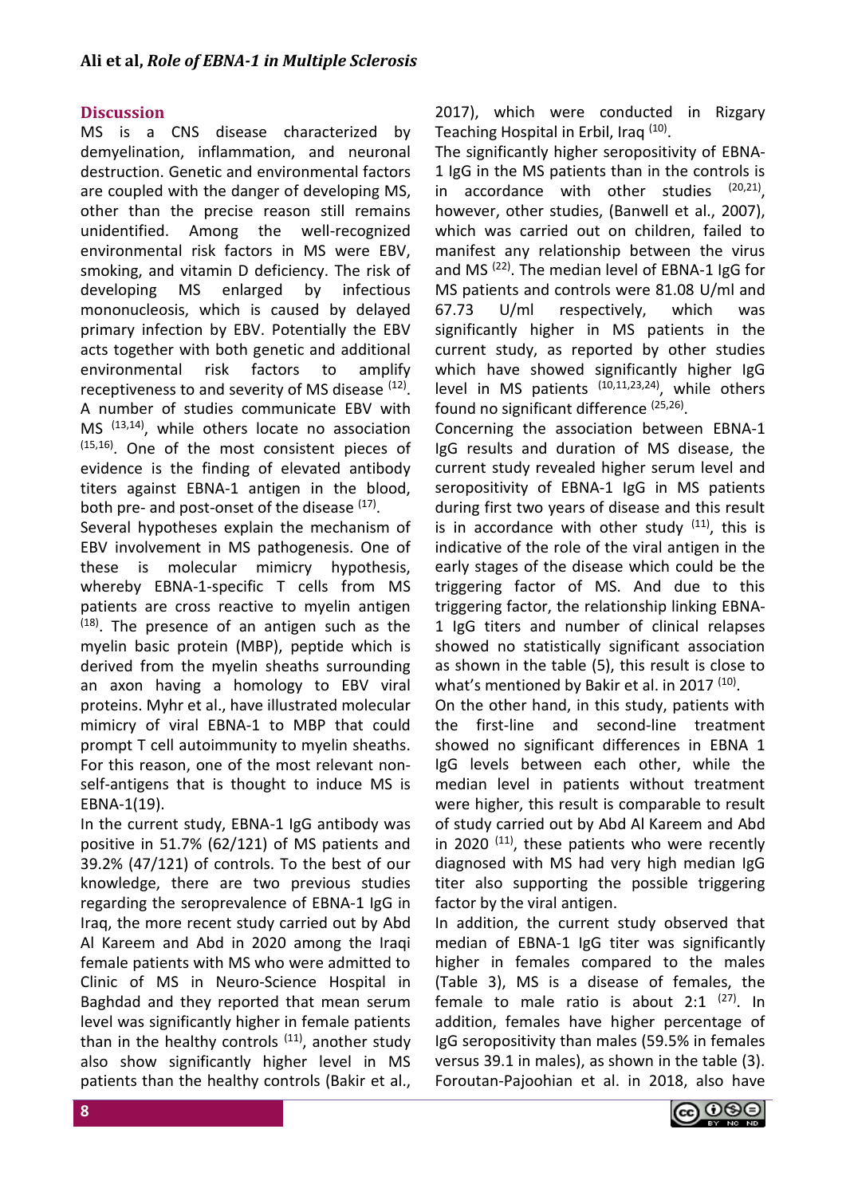## Discussion

MS is a CNS disease characterized by demyelination, inflammation, and neuronal destruction. Genetic and environmental factors are coupled with the danger of developing MS, other than the precise reason still remains unidentified. Among the well-recognized environmental risk factors in MS were EBV, smoking, and vitamin D deficiency. The risk of developing MS enlarged by infectious mononucleosis, which is caused by delayed primary infection by EBV. Potentially the EBV acts together with both genetic and additional environmental risk factors to amplify receptiveness to and severity of MS disease [12]. A number of studies communicate EBV with MS [13,14], while others locate no association [15,16]. One of the most consistent pieces of evidence is the finding of elevated antibody titers against EBNA-1 antigen in the blood, both pre- and post-onset of the disease [17].

Several hypotheses explain the mechanism of EBV involvement in MS pathogenesis. One of these is molecular mimicry hypothesis, whereby EBNA-1-specific T cells from MS patients are cross reactive to myelin antigen [18]. The presence of an antigen such as the myelin basic protein (MBP), peptide which is derived from the myelin sheaths surrounding an axon having a homology to EBV viral proteins. Myhr et al., have illustrated molecular mimicry of viral EBNA-1 to MBP that could prompt T cell autoimmunity to myelin sheaths. For this reason, one of the most relevant non-self-antigens that is thought to induce MS is EBNA-1(19).

In the current study, EBNA-1 IgG antibody was positive in 51.7% (62/121) of MS patients and 39.2% (47/121) of controls. To the best of our knowledge, there are two previous studies regarding the seroprevalence of EBNA-1 IgG in Iraq, the more recent study carried out by Abd Al Kareem and Abd in 2020 among the Iraqi female patients with MS who were admitted to Clinic of MS in Neuro-Science Hospital in Baghdad and they reported that mean serum level was significantly higher in female patients than in the healthy controls [11], another study also show significantly higher level in MS patients than the healthy controls (Bakir et al., 2017), which were conducted in Rizgary Teaching Hospital in Erbil, Iraq [10].

The significantly higher seropositivity of EBNA-1 IgG in the MS patients than in the controls is in accordance with other studies [20,21], however, other studies, (Banwell et al., 2007), which was carried out on children, failed to manifest any relationship between the virus and MS [22]. The median level of EBNA-1 IgG for MS patients and controls were 81.08 U/ml and 67.73 U/ml respectively, which was significantly higher in MS patients in the current study, as reported by other studies which have showed significantly higher IgG level in MS patients [10,11,23,24], while others found no significant difference [25,26].

Concerning the association between EBNA-1 IgG results and duration of MS disease, the current study revealed higher serum level and seropositivity of EBNA-1 IgG in MS patients during first two years of disease and this result is in accordance with other study [11], this is indicative of the role of the viral antigen in the early stages of the disease which could be the triggering factor of MS. And due to this triggering factor, the relationship linking EBNA-1 IgG titers and number of clinical relapses showed no statistically significant association as shown in the table (5), this result is close to what's mentioned by Bakir et al. in 2017 [10].

On the other hand, in this study, patients with the first-line and second-line treatment showed no significant differences in EBNA 1 IgG levels between each other, while the median level in patients without treatment were higher, this result is comparable to result of study carried out by Abd Al Kareem and Abd in 2020 [11], these patients who were recently diagnosed with MS had very high median IgG titer also supporting the possible triggering factor by the viral antigen.

In addition, the current study observed that median of EBNA-1 IgG titer was significantly higher in females compared to the males (Table 3), MS is a disease of females, the female to male ratio is about 2:1 [27]. In addition, females have higher percentage of IgG seropositivity than males (59.5% in females versus 39.1 in males), as shown in the table (3). Foroutan-Pajoohian et al. in 2018, also have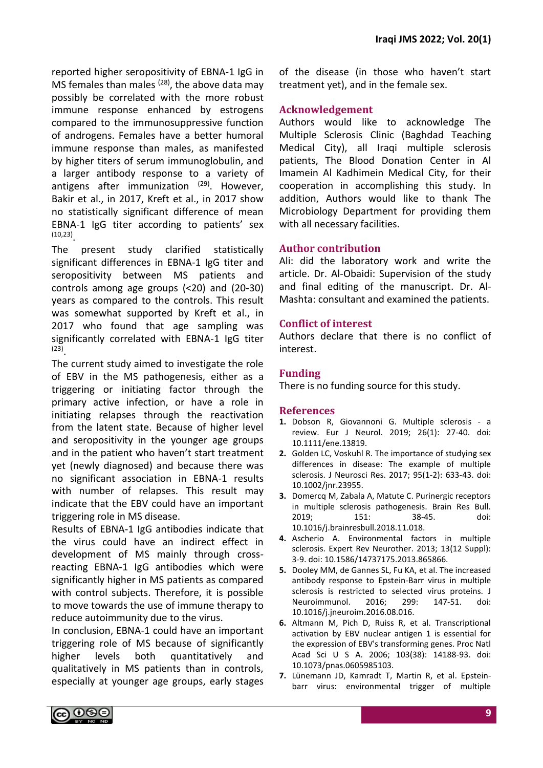reported higher seropositivity of EBNA-1 IgG in MS females than males [28], the above data may possibly be correlated with the more robust immune response enhanced by estrogens compared to the immunosuppressive function of androgens. Females have a better humoral immune response than males, as manifested by higher titers of serum immunoglobulin, and a larger antibody response to a variety of antigens after immunization [29]. However, Bakir et al., in 2017, Kreft et al., in 2017 show no statistically significant difference of mean EBNA-1 IgG titer according to patients' sex [10,23].

The present study clarified statistically significant differences in EBNA-1 IgG titer and seropositivity between MS patients and controls among age groups (<20) and (20-30) years as compared to the controls. This result was somewhat supported by Kreft et al., in 2017 who found that age sampling was significantly correlated with EBNA-1 IgG titer [23].

The current study aimed to investigate the role of EBV in the MS pathogenesis, either as a triggering or initiating factor through the primary active infection, or have a role in initiating relapses through the reactivation from the latent state. Because of higher level and seropositivity in the younger age groups and in the patient who haven't start treatment yet (newly diagnosed) and because there was no significant association in EBNA-1 results with number of relapses. This result may indicate that the EBV could have an important triggering role in MS disease.

Results of EBNA-1 IgG antibodies indicate that the virus could have an indirect effect in development of MS mainly through cross-reacting EBNA-1 IgG antibodies which were significantly higher in MS patients as compared with control subjects. Therefore, it is possible to move towards the use of immune therapy to reduce autoimmunity due to the virus.

In conclusion, EBNA-1 could have an important triggering role of MS because of significantly higher levels both quantitatively and qualitatively in MS patients than in controls, especially at younger age groups, early stages of the disease (in those who haven't start treatment yet), and in the female sex.

## Acknowledgement

Authors would like to acknowledge The Multiple Sclerosis Clinic (Baghdad Teaching Medical City), all Iraqi multiple sclerosis patients, The Blood Donation Center in Al Imamein Al Kadhimein Medical City, for their cooperation in accomplishing this study. In addition, Authors would like to thank The Microbiology Department for providing them with all necessary facilities.

## Author contribution

Ali: did the laboratory work and write the article. Dr. Al-Obaidi: Supervision of the study and final editing of the manuscript. Dr. Al-Mashta: consultant and examined the patients.

## Conflict of interest

Authors declare that there is no conflict of interest.

## Funding

There is no funding source for this study.

## References

1. Dobson R, Giovannoni G. Multiple sclerosis - a review. Eur J Neurol. 2019; 26(1): 27-40. doi: 10.1111/ene.13819.
2. Golden LC, Voskuhl R. The importance of studying sex differences in disease: The example of multiple sclerosis. J Neurosci Res. 2017; 95(1-2): 633-43. doi: 10.1002/jnr.23955.
3. Domercq M, Zabala A, Matute C. Purinergic receptors in multiple sclerosis pathogenesis. Brain Res Bull. 2019; 151: 38-45. doi: 10.1016/j.brainresbull.2018.11.018.
4. Ascherio A. Environmental factors in multiple sclerosis. Expert Rev Neurother. 2013; 13(12 Suppl): 3-9. doi: 10.1586/14737175.2013.865866.
5. Dooley MM, de Gannes SL, Fu KA, et al. The increased antibody response to Epstein-Barr virus in multiple sclerosis is restricted to selected virus proteins. J Neuroimmunol. 2016; 299: 147-51. doi: 10.1016/j.jneuroim.2016.08.016.
6. Altmann M, Pich D, Ruiss R, et al. Transcriptional activation by EBV nuclear antigen 1 is essential for the expression of EBV's transforming genes. Proc Natl Acad Sci U S A. 2006; 103(38): 14188-93. doi: 10.1073/pnas.0605985103.
7. Lünemann JD, Kamradt T, Martin R, et al. Epstein-barr virus: environmental trigger of multiple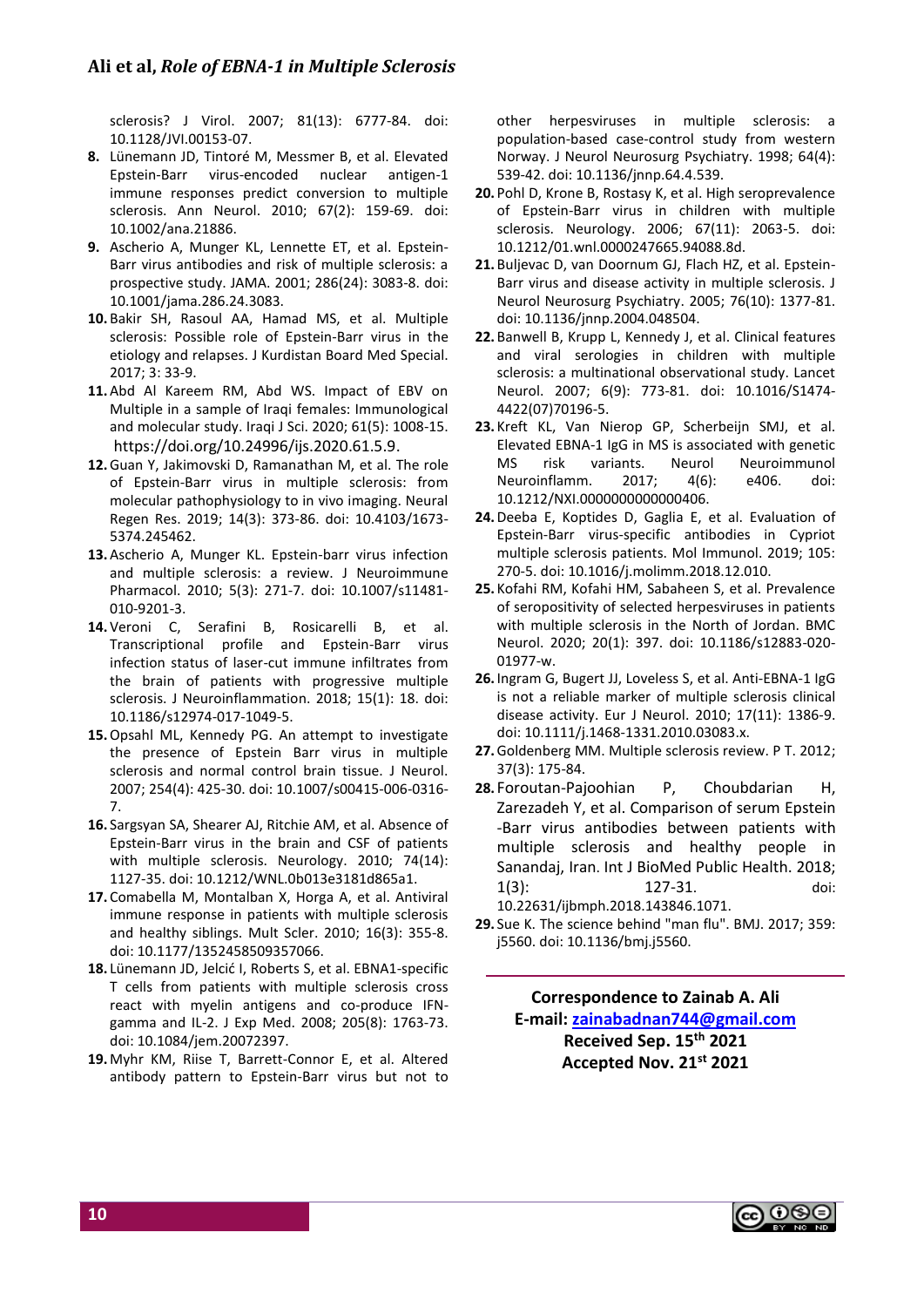sclerosis? J Virol. 2007; 81(13): 6777-84. doi: 10.1128/JVI.00153-07.

8. Lünemann JD, Tintoré M, Messmer B, et al. Elevated Epstein-Barr virus-encoded nuclear antigen-1 immune responses predict conversion to multiple sclerosis. Ann Neurol. 2010; 67(2): 159-69. doi: 10.1002/ana.21886.
9. Ascherio A, Munger KL, Lennette ET, et al. Epstein-Barr virus antibodies and risk of multiple sclerosis: a prospective study. JAMA. 2001; 286(24): 3083-8. doi: 10.1001/jama.286.24.3083.
10. Bakir SH, Rasoul AA, Hamad MS, et al. Multiple sclerosis: Possible role of Epstein-Barr virus in the etiology and relapses. J Kurdistan Board Med Special. 2017; 3: 33-9.
11. Abd Al Kareem RM, Abd WS. Impact of EBV on Multiple in a sample of Iraqi females: Immunological and molecular study. Iraqi J Sci. 2020; 61(5): 1008-15. https://doi.org/10.24996/ijs.2020.61.5.9.
12. Guan Y, Jakimovski D, Ramanathan M, et al. The role of Epstein-Barr virus in multiple sclerosis: from molecular pathophysiology to in vivo imaging. Neural Regen Res. 2019; 14(3): 373-86. doi: 10.4103/1673-5374.245462.
13. Ascherio A, Munger KL. Epstein-barr virus infection and multiple sclerosis: a review. J Neuroimmune Pharmacol. 2010; 5(3): 271-7. doi: 10.1007/s11481-010-9201-3.
14. Veroni C, Serafini B, Rosicarelli B, et al. Transcriptional profile and Epstein-Barr virus infection status of laser-cut immune infiltrates from the brain of patients with progressive multiple sclerosis. J Neuroinflammation. 2018; 15(1): 18. doi: 10.1186/s12974-017-1049-5.
15. Opsahl ML, Kennedy PG. An attempt to investigate the presence of Epstein Barr virus in multiple sclerosis and normal control brain tissue. J Neurol. 2007; 254(4): 425-30. doi: 10.1007/s00415-006-0316-7.
16. Sargsyan SA, Shearer AJ, Ritchie AM, et al. Absence of Epstein-Barr virus in the brain and CSF of patients with multiple sclerosis. Neurology. 2010; 74(14): 1127-35. doi: 10.1212/WNL.0b013e3181d865a1.
17. Comabella M, Montalban X, Horga A, et al. Antiviral immune response in patients with multiple sclerosis and healthy siblings. Mult Scler. 2010; 16(3): 355-8. doi: 10.1177/1352458509357066.
18. Lünemann JD, Jelcić I, Roberts S, et al. EBNA1-specific T cells from patients with multiple sclerosis cross react with myelin antigens and co-produce IFN-gamma and IL-2. J Exp Med. 2008; 205(8): 1763-73. doi: 10.1084/jem.20072397.
19. Myhr KM, Riise T, Barrett-Connor E, et al. Altered antibody pattern to Epstein-Barr virus but not to other herpesviruses in multiple sclerosis: a population-based case-control study from western Norway. J Neurol Neurosurg Psychiatry. 1998; 64(4): 539-42. doi: 10.1136/jnnp.64.4.539.
20. Pohl D, Krone B, Rostasy K, et al. High seroprevalence of Epstein-Barr virus in children with multiple sclerosis. Neurology. 2006; 67(11): 2063-5. doi: 10.1212/01.wnl.0000247665.94088.8d.
21. Buljevac D, van Doornum GJ, Flach HZ, et al. Epstein-Barr virus and disease activity in multiple sclerosis. J Neurol Neurosurg Psychiatry. 2005; 76(10): 1377-81. doi: 10.1136/jnnp.2004.048504.
22. Banwell B, Krupp L, Kennedy J, et al. Clinical features and viral serologies in children with multiple sclerosis: a multinational observational study. Lancet Neurol. 2007; 6(9): 773-81. doi: 10.1016/S1474-4422(07)70196-5.
23. Kreft KL, Van Nierop GP, Scherbeijn SMJ, et al. Elevated EBNA-1 IgG in MS is associated with genetic MS risk variants. Neurol Neuroimmunol Neuroinflamm. 2017; 4(6): e406. doi: 10.1212/NXI.0000000000000406.
24. Deeba E, Koptides D, Gaglia E, et al. Evaluation of Epstein-Barr virus-specific antibodies in Cypriot multiple sclerosis patients. Mol Immunol. 2019; 105: 270-5. doi: 10.1016/j.molimm.2018.12.010.
25. Kofahi RM, Kofahi HM, Sabaheen S, et al. Prevalence of seropositivity of selected herpesviruses in patients with multiple sclerosis in the North of Jordan. BMC Neurol. 2020; 20(1): 397. doi: 10.1186/s12883-020-01977-w.
26. Ingram G, Bugert JJ, Loveless S, et al. Anti-EBNA-1 IgG is not a reliable marker of multiple sclerosis clinical disease activity. Eur J Neurol. 2010; 17(11): 1386-9. doi: 10.1111/j.1468-1331.2010.03083.x.
27. Goldenberg MM. Multiple sclerosis review. P T. 2012; 37(3): 175-84.
28. Foroutan-Pajoohian P, Choubdarian H, Zarezadeh Y, et al. Comparison of serum Epstein -Barr virus antibodies between patients with multiple sclerosis and healthy people in Sanandaj, Iran. Int J BioMed Public Health. 2018; 1(3): 127-31. doi: 10.22631/ijbmph.2018.143846.1071.
29. Sue K. The science behind "man flu". BMJ. 2017; 359: j5560. doi: 10.1136/bmj.j5560.

**Correspondence to Zainab A. Ali**
**E-mail: zainabadnan744@gmail.com**
**Received Sep. 15th 2021**
**Accepted Nov. 21st 2021**